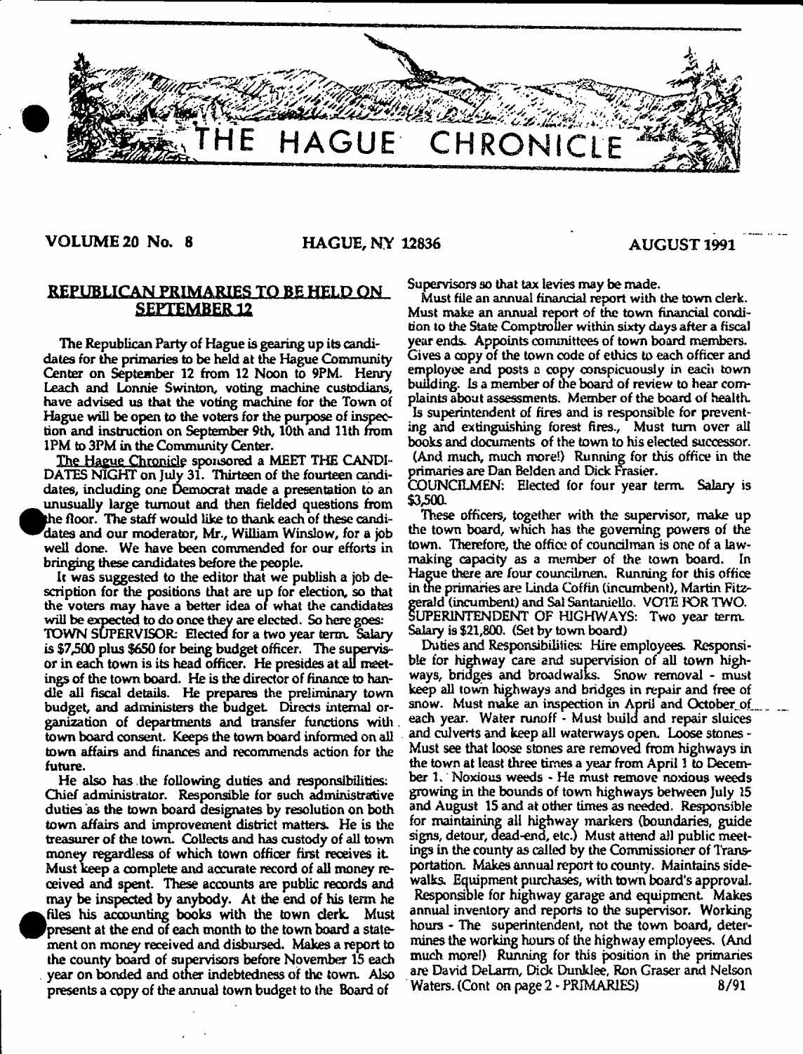# THE HAGUE CHRONICLE

**VOLUME 20 No. 8 HAGUE, NY 12836 AUGUST 1991**

## REPUBLICAN PRIMARIES TO BE HELD ON SEPTEMBER 12

The Republican Party of Hague is gearing up its candidates for the primaries to be held at the Hague Community Center on September 12 from 12 Noon to 9PM. Henry Leach and Lonnie Swinton, voting machine custodians, have advised us that the voting machine for the Town of Hague will be open to the voters for the purpose of inspection and instruction on September 9th, 10th and 11th from 1PM to 3PM in the Community Center.

The Hague Chronicle sponsored a MEET THE CANDIDATES NIGHT on July 31. Thirteen of the fourteen candidates, including one Democrat made a presentation to an unusually large turnout and then fielded questions from the floor. The staff would like to thank each of these candidates and our moderator, Mr., William Winslow, for a job well done. We have been commended for our efforts in bringing these candidates before the people.

It was suggested to the editor that we publish a job description for the positions that are up for election, so that the voters may have a better idea of what the candidates will be expected to do once they are elected. So here goes:

TOWN SUPERVISOR: Elected for a two year term. Salary is $7,500 plus $650 for being budget officer. The supervisor in each town is its head officer. He presides at all meetings of the town board. He is the director of finance to handle all fiscal details. He prepares the preliminary town budget, and administers the budget. Directs internal organization of departments and transfer functions with town board consent. Keeps the town board informed on all town affairs and finances and recommends action for the future.

He also has the following duties and responsibilities: Chief administrator. Responsible for such administrative duties as the town board designates by resolution on both town affairs and improvement district matters. He is the treasurer of the town. Collects and has custody of all town money regardless of which town officer first receives it. Must keep a complete and accurate record of all money received and spent. These accounts are public records and may be inspected by anybody. At the end of his term he files his accounting books with the town clerk. Must present at the end of each month to the town board a statement on money received and disbursed. Makes a report to the county board of supervisors before November 15 each year on bonded and other indebtedness of the town. Also presents a copy of the annual town budget to the Board of Supervisors so that tax levies may be made.

Must file an annual financial report with the town clerk. Must make an annual report of the town financial condition to the State Comptroller within sixty days after a fiscal year ends. Appoints committees of town board members. Gives a copy of the town code of ethics to each officer and employee and posts a copy conspicuously in each town building. Is a member of the board of review to hear complaints about assessments. Member of the board of health. Is superintendent of fires and is responsible for preventing and extinguishing forest fires., Must turn over all books and documents of the town to his elected successor. (And much, much more!) Running for this office in the primaries are Dan Belden and Dick Frasier.

COUNCILMEN: Elected for four year term. Salary is $3,500.

These officers, together with the supervisor, make up the town board, which has the governing powers of the town. Therefore, the office of councilman is one of a lawmaking capacity as a member of the town board. In Hague there are four councilmen. Running for this office in the primaries are Linda Coffin (incumbent), Martin Fitzgerald (incumbent) and Sal Santaniello. VOTE FOR TWO.

SUPERINTENDENT OF HIGHWAYS: Two year term. Salary is $21,800. (Set by town board)

Duties and Responsibilities: Hire employees. Responsible for highway care and supervision of all town highways, bridges and broadwalks. Snow removal - must keep all town highways and bridges in repair and free of snow. Must make an inspection in April and October of each year. Water runoff - Must build and repair sluices and culverts and keep all waterways open. Loose stones - Must see that loose stones are removed from highways in the town at least three times a year from April 1 to December 1. Noxious weeds - He must remove noxious weeds growing in the bounds of town highways between July 15 and August 15 and at other times as needed. Responsible for maintaining all highway markers (boundaries, guide signs, detour, dead-end, etc.) Must attend all public meetings in the county as called by the Commissioner of Transportation. Makes annual report to county. Maintains sidewalks. Equipment purchases, with town board's approval. Responsible for highway garage and equipment. Makes annual inventory and reports to the supervisor. Working hours - The superintendent, not the town board, determines the working hours of the highway employees. (And much more!) Running for this position in the primaries are David DeLarm, Dick Dunklee, Ron Graser and Nelson Waters. (Cont on page 2 - PRIMARIES) 8/91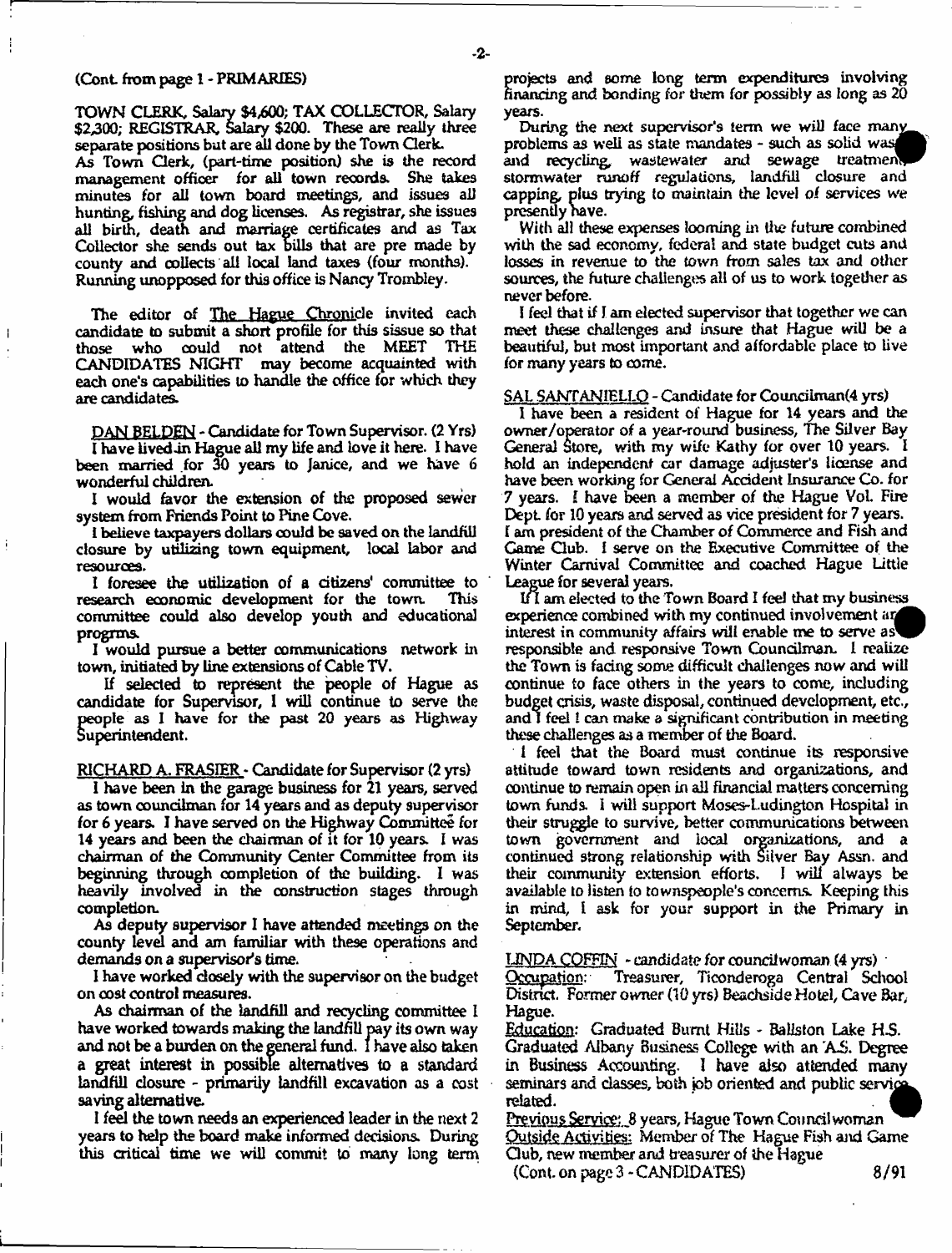(Cont. from page 1 - PRIMARIES)

TOWN CLERK, Salary $4,600; TAX COLLECTOR, Salary $2,300; REGISTRAR, Salary $200. These are really three separate positions but are all done by the Town Clerk. As Town Clerk, (part-time position) she is the record management officer for all town records. She takes minutes for all town board meetings, and issues all hunting, fishing and dog licenses. As registrar, she issues all birth, death and marriage certificates and as Tax Collector she sends out tax bills that are pre made by county and collects all local land taxes (four months). Running unopposed for this office is Nancy Trombley.

The editor of The Hague Chronicle invited each candidate to submit a short profile for this sissue so that those who could not attend the MEET THE CANDIDATES NIGHT may become acquainted with each one's capabilities to handle the office for which they are candidates.

DAN BELDEN - Candidate for Town Supervisor. (2 Yrs)

I have lived in Hague all my life and love it here. I have been married for 30 years to Janice, and we have 6 wonderful children.

I would favor the extension of the proposed sewer system from Friends Point to Pine Cove.

I believe taxpayers dollars could be saved on the landfill closure by utilizing town equipment, local labor and resources.

I foresee the utilization of a citizens' committee to research economic development for the town. This committee could also develop youth and educational progrms.

I would pursue a better communications network in town, initiated by line extensions of Cable TV.

If selected to represent the people of Hague as candidate for Supervisor, I will continue to serve the people as I have for the past 20 years as Highway Superintendent.

RICHARD A. FRASIER - Candidate for Supervisor (2 yrs)

I have been in the garage business for 21 years, served as town councilman for 14 years and as deputy supervisor for 6 years. I have served on the Highway Committee for 14 years and been the chairman of it for 10 years. I was chairman of the Community Center Committee from its beginning through completion of the building. I was heavily involved in the construction stages through completion.

As deputy supervisor I have attended meetings on the county level and am familiar with these operations and demands on a supervisor's time.

I have worked closely with the supervisor on the budget on cost control measures.

As chairman of the landfill and recycling committee I have worked towards making the landfill pay its own way and not be a burden on the general fund. I have also taken a great interest in possible alternatives to a standard landfill closure - primarily landfill excavation as a cost saving alternative.

I feel the town needs an experienced leader in the next 2 years to help the board make informed decisions. During this critical time we will commit to many long term projects and some long term expenditures involving financing and bonding for them for possibly as long as 20 years.

During the next supervisor's term we will face many problems as well as state mandates - such as solid waste and recycling, wastewater and sewage treatment, stormwater runoff regulations, landfill closure and capping, plus trying to maintain the level of services we presently have.

With all these expenses looming in the future combined with the sad economy, federal and state budget cuts and losses in revenue to the town from sales tax and other sources, the future challenges all of us to work together as never before.

I feel that if I am elected supervisor that together we can meet these challenges and insure that Hague will be a beautiful, but most important and affordable place to live for many years to come.

SAL SANTANIELLO - Candidate for Councilman(4 yrs)

I have been a resident of Hague for 14 years and the owner/operator of a year-round business, The Silver Bay General Store, with my wife Kathy for over 10 years. I hold an independent car damage adjuster's license and have been working for General Accident Insurance Co. for 7 years. I have been a member of the Hague Vol. Fire Dept. for 10 years and served as vice president for 7 years. I am president of the Chamber of Commerce and Fish and Game Club. I serve on the Executive Committee of the Winter Carnival Committee and coached Hague Little League for several years.

If I am elected to the Town Board I feel that my business experience combined with my continued involvement and interest in community affairs will enable me to serve as responsible and responsive Town Councilman. I realize the Town is facing some difficult challenges now and will continue to face others in the years to come, including budget crisis, waste disposal, continued development, etc., and I feel I can make a significant contribution in meeting these challenges as a member of the Board.

I feel that the Board must continue its responsive attitude toward town residents and organizations, and continue to remain open in all financial matters concerning town funds. I will support Moses-Ludington Hospital in their struggle to survive, better communications between town government and local organizations, and a continued strong relationship with Silver Bay Assn. and their community extension efforts. I will always be available to listen to townspeople's concerns. Keeping this in mind, I ask for your support in the Primary in September.

LINDA COFFIN - candidate for councilwoman (4 yrs)

Occupation: Treasurer, Ticonderoga Central School District. Former owner (10 yrs) Beachside Hotel, Cave Bar, Hague.

Education: Graduated Burnt Hills - Ballston Lake H.S. Graduated Albany Business College with an A.S. Degree in Business Accounting. I have also attended many seminars and classes, both job oriented and public service related.

Previous Service: 8 years, Hague Town Councilwoman

Outside Activities: Member of The Hague Fish and Game Club, new member and treasurer of the Hague

(Cont. on page 3 - CANDIDATES)

8/91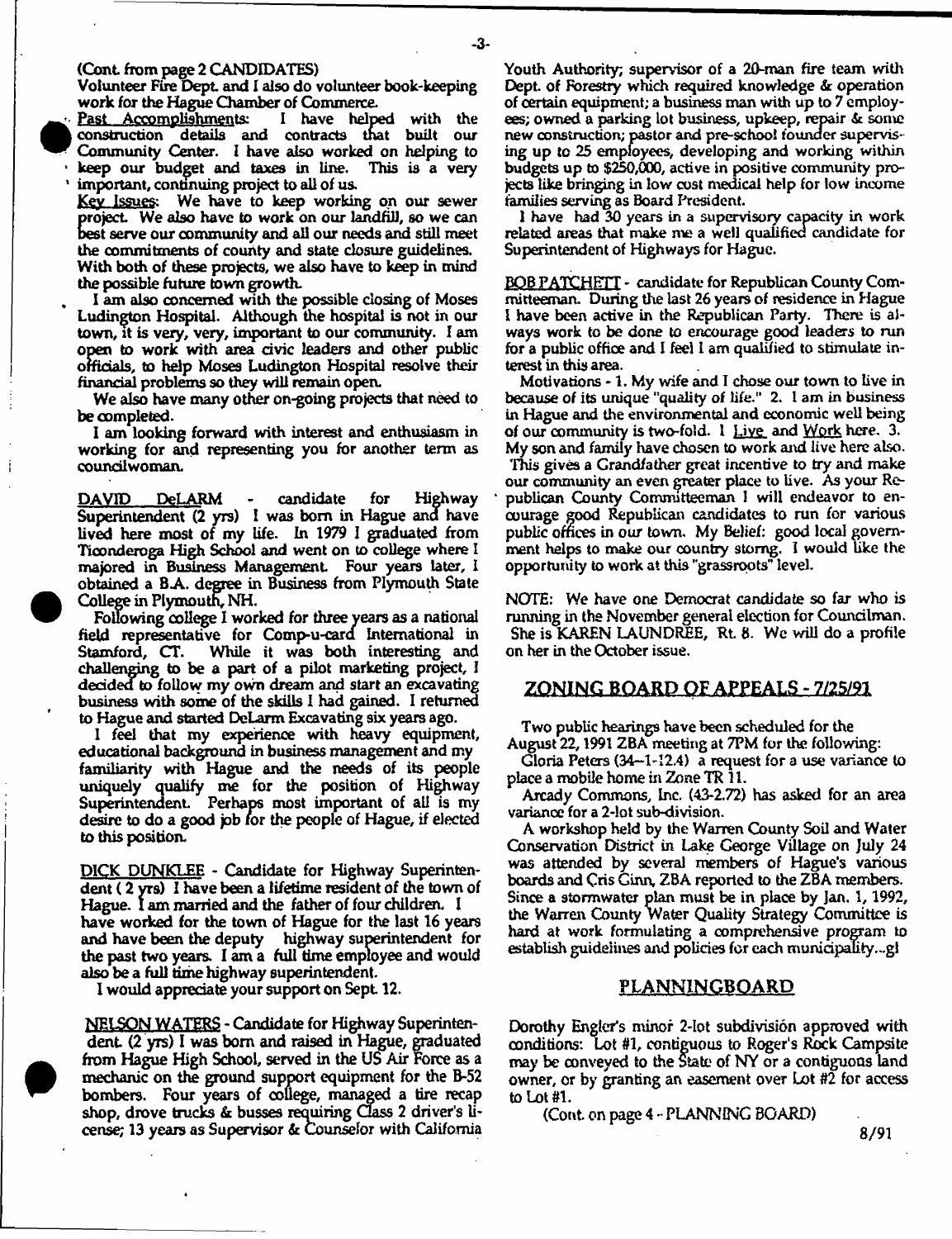(Cont. from page 2 CANDIDATES)

Volunteer Fire Dept. and I also do volunteer book-keeping work for the Hague Chamber of Commerce.

Past Accomplishments: I have helped with the construction details and contracts that built our Community Center. I have also worked on helping to keep our budget and taxes in line. This is a very important, continuing project to all of us.

Key Issues: We have to keep working on our sewer project. We also have to work on our landfill, so we can best serve our community and all our needs and still meet the commitments of county and state closure guidelines. With both of these projects, we also have to keep in mind the possible future town growth.

I am also concerned with the possible closing of Moses Ludington Hospital. Although the hospital is not in our town, it is very, very, important to our community. I am open to work with area civic leaders and other public officials, to help Moses Ludington Hospital resolve their financial problems so they will remain open.

We also have many other on-going projects that need to be completed.

I am looking forward with interest and enthusiasm in working for and representing you for another term as councilwoman.

DAVID DeLARM - candidate for Highway Superintendent (2 yrs) I was born in Hague and have lived here most of my life. In 1979 I graduated from Ticonderoga High School and went on to college where I majored in Business Management. Four years later, I obtained a B.A. degree in Business from Plymouth State College in Plymouth, NH.

Following college I worked for three years as a national field representative for Comp-u-card International in Stamford, CT. While it was both interesting and challenging to be a part of a pilot marketing project, I decided to follow my own dream and start an excavating business with some of the skills I had gained. I returned to Hague and started DeLarm Excavating six years ago.

I feel that my experience with heavy equipment, educational background in business management and my familiarity with Hague and the needs of its people uniquely qualify me for the position of Highway Superintendent. Perhaps most important of all is my desire to do a good job for the people of Hague, if elected to this position.

DICK DUNKLEE - Candidate for Highway Superintendent ( 2 yrs) I have been a lifetime resident of the town of Hague. I am married and the father of four children. I have worked for the town of Hague for the last 16 years and have been the deputy highway superintendent for the past two years. I am a full time employee and would also be a full time highway superintendent.

I would appreciate your support on Sept. 12.

NELSON WATERS - Candidate for Highway Superintendent. (2 yrs) I was born and raised in Hague, graduated from Hague High School, served in the US Air Force as a mechanic on the ground support equipment for the B-52 bombers. Four years of college, managed a tire recap shop, drove trucks & busses requiring Class 2 driver's license; 13 years as Supervisor & Counselor with California Youth Authority; supervisor of a 20-man fire team with Dept. of Forestry which required knowledge & operation of certain equipment; a business man with up to 7 employees; owned a parking lot business, upkeep, repair & some new construction; pastor and pre-school founder supervising up to 25 employees, developing and working within budgets up to $250,000, active in positive community projects like bringing in low cost medical help for low income families serving as Board President.

I have had 30 years in a supervisory capacity in work related areas that make me a well qualified candidate for Superintendent of Highways for Hague.

BOB PATCHETT - candidate for Republican County Committeeman. During the last 26 years of residence in Hague I have been active in the Republican Party. There is always work to be done to encourage good leaders to run for a public office and I feel I am qualified to stimulate interest in this area.

Motivations - 1. My wife and I chose our town to live in because of its unique "quality of life." 2. I am in business in Hague and the environmental and economic well being of our community is two-fold. I Live and Work here. 3. My son and family have chosen to work and live here also. This gives a Grandfather great incentive to try and make our community an even greater place to live. As your Republican County Committeeman I will endeavor to encourage good Republican candidates to run for various public offices in our town. My Belief: good local government helps to make our country storng. I would like the opportunity to work at this "grassroots" level.

NOTE: We have one Democrat candidate so far who is running in the November general election for Councilman. She is KAREN LAUNDREE, Rt. 8. We will do a profile on her in the October issue.

## ZONING BOARD OF APPEALS - 7/25/91

Two public hearings have been scheduled for the August 22, 1991 ZBA meeting at 7PM for the following:

Gloria Peters (34-1-12.4) a request for a use variance to place a mobile home in Zone TR 11.

Arcady Commons, Inc. (43-2.72) has asked for an area variance for a 2-lot sub-division.

A workshop held by the Warren County Soil and Water Conservation District in Lake George Village on July 24 was attended by several members of Hague's various boards and Cris Ginn, ZBA reported to the ZBA members. Since a stormwater plan must be in place by Jan. 1, 1992, the Warren County Water Quality Strategy Committee is hard at work formulating a comprehensive program to establish guidelines and policies for each municipality...gl

## PLANNINGBOARD

Dorothy Engler's minor 2-lot subdivisión approved with conditions: Lot #1, contiguous to Roger's Rock Campsite may be conveyed to the State of NY or a contiguous land owner, or by granting an easement over Lot #2 for access to Lot #1.

(Cont. on page 4 - PLANNING BOARD)

8/91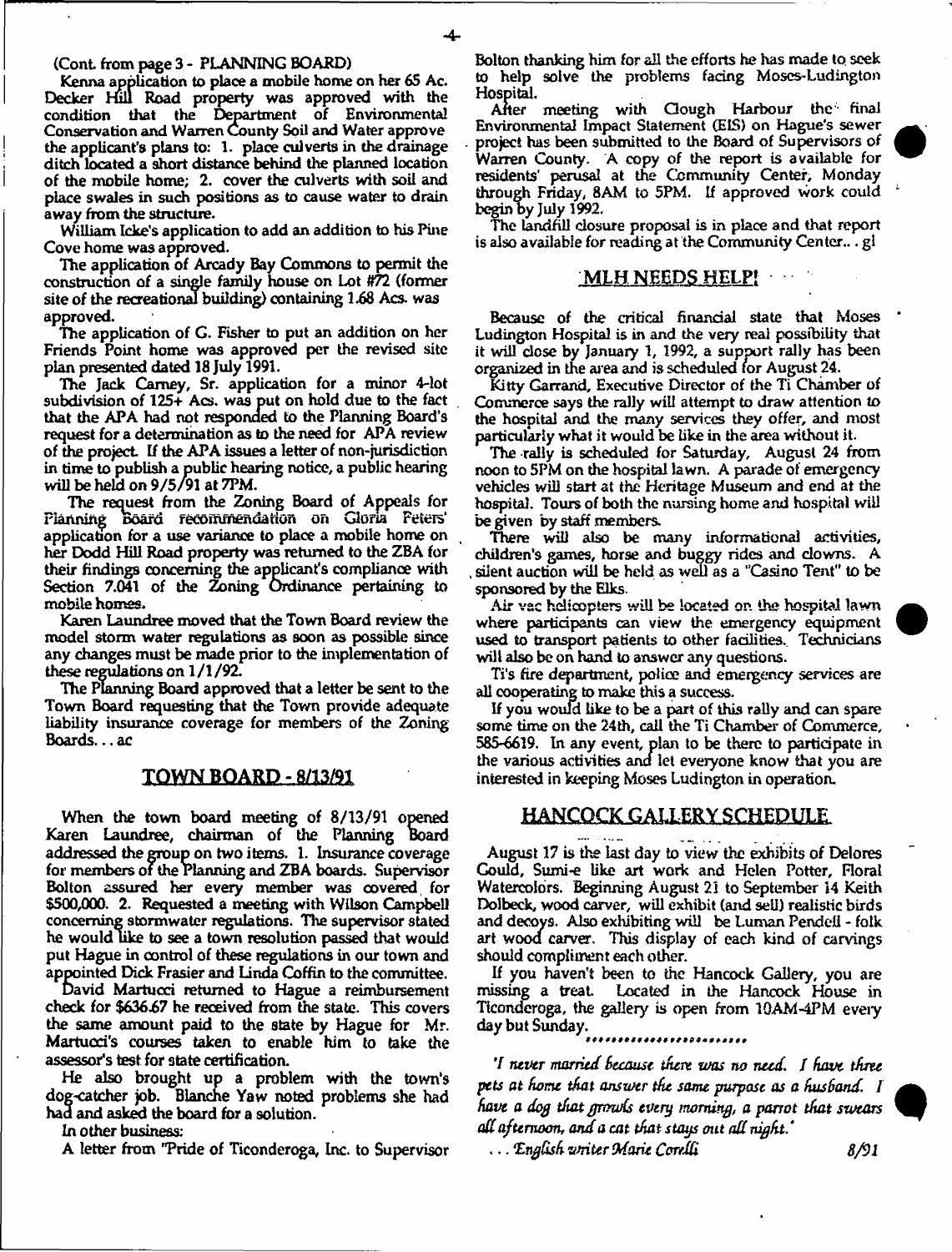(Cont. from page 3 - PLANNING BOARD)

Kenna application to place a mobile home on her 65 Ac. Decker Hill Road property was approved with the condition that the Department of Environmental Conservation and Warren County Soil and Water approve the applicant's plans to: 1. place culverts in the drainage ditch located a short distance behind the planned location of the mobile home; 2. cover the culverts with soil and place swales in such positions as to cause water to drain away from the structure.

William Icke's application to add an addition to his Pine Cove home was approved.

The application of Arcady Bay Commons to permit the construction of a single family house on Lot #72 (former site of the recreational building) containing 1.68 Acs. was approved.

The application of G. Fisher to put an addition on her Friends Point home was approved per the revised site plan presented dated 18 July 1991.

The Jack Carney, Sr. application for a minor 4-lot subdivision of 125+ Acs. was put on hold due to the fact that the APA had not responded to the Planning Board's request for a determination as to the need for APA review of the project. If the APA issues a letter of non-jurisdiction in time to publish a public hearing notice, a public hearing will be held on 9/5/91 at 7PM.

The request from the Zoning Board of Appeals for Planning Board recommendation on Gloria Peters' application for a use variance to place a mobile home on her Dodd Hill Road property was returned to the ZBA for their findings concerning the applicant's compliance with Section 7.041 of the Zoning Ordinance pertaining to mobile homes.

Karen Laundree moved that the Town Board review the model storm water regulations as soon as possible since any changes must be made prior to the implementation of these regulations on 1/1/92.

The Planning Board approved that a letter be sent to the Town Board requesting that the Town provide adequate liability insurance coverage for members of the Zoning Boards... ac

## TOWN BOARD - 8/13/91

When the town board meeting of 8/13/91 opened Karen Laundree, chairman of the Planning Board addressed the group on two items. 1. Insurance coverage for members of the Planning and ZBA boards. Supervisor Bolton assured her every member was covered for $500,000. 2. Requested a meeting with Wilson Campbell concerning stormwater regulations. The supervisor stated he would like to see a town resolution passed that would put Hague in control of these regulations in our town and appointed Dick Frasier and Linda Coffin to the committee.

David Martucci returned to Hague a reimbursement check for $636.67 he received from the state. This covers the same amount paid to the state by Hague for Mr. Martucci's courses taken to enable him to take the assessor's test for state certification.

He also brought up a problem with the town's dog-catcher job. Blanche Yaw noted problems she had had and asked the board for a solution.

In other business:

A letter from "Pride of Ticonderoga, Inc. to Supervisor Bolton thanking him for all the efforts he has made to seek to help solve the problems facing Moses-Ludington Hospital.

After meeting with Clough Harbour the final Environmental Impact Statement (EIS) on Hague's sewer project has been submitted to the Board of Supervisors of Warren County. A copy of the report is available for residents' perusal at the Community Center, Monday through Friday, 8AM to 5PM. If approved work could begin by July 1992.

The landfill closure proposal is in place and that report is also available for reading at the Community Center... gl

## MLH NEEDS HELP!

Because of the critical financial state that Moses Ludington Hospital is in and the very real possibility that it will close by January 1, 1992, a support rally has been organized in the area and is scheduled for August 24.

Kitty Garrand, Executive Director of the Ti Chamber of Commerce says the rally will attempt to draw attention to the hospital and the many services they offer, and most particularly what it would be like in the area without it.

The rally is scheduled for Saturday, August 24 from noon to 5PM on the hospital lawn. A parade of emergency vehicles will start at the Heritage Museum and end at the hospital. Tours of both the nursing home and hospital will be given by staff members.

There will also be many informational activities, children's games, horse and buggy rides and clowns. A silent auction will be held as well as a "Casino Tent" to be sponsored by the Elks.

Air vac helicopters will be located on the hospital lawn where participants can view the emergency equipment used to transport patients to other facilities. Technicians will also be on hand to answer any questions.

Ti's fire department, police and emergency services are all cooperating to make this a success.

If you would like to be a part of this rally and can spare some time on the 24th, call the Ti Chamber of Commerce, 585-6619. In any event, plan to be there to participate in the various activities and let everyone know that you are interested in keeping Moses Ludington in operation.

## HANCOCK GALLERY SCHEDULE

August 17 is the last day to view the exhibits of Delores Gould, Sumi-e like art work and Helen Potter, Floral Watercolors. Beginning August 21 to September 14 Keith Dolbeck, wood carver, will exhibit (and sell) realistic birds and decoys. Also exhibiting will be Luman Pendell - folk art wood carver. This display of each kind of carvings should compliment each other.

If you haven't been to the Hancock Gallery, you are missing a treat. Located in the Hancock House in Ticonderoga, the gallery is open from 10AM-4PM every day but Sunday.

\**********************

*"I never married because there was no need. I have three pets at home that answer the same purpose as a husband. I have a dog that growls every morning, a parrot that swears all afternoon, and a cat that stays out all night."*

*... English writer Marie Corelli* 8/91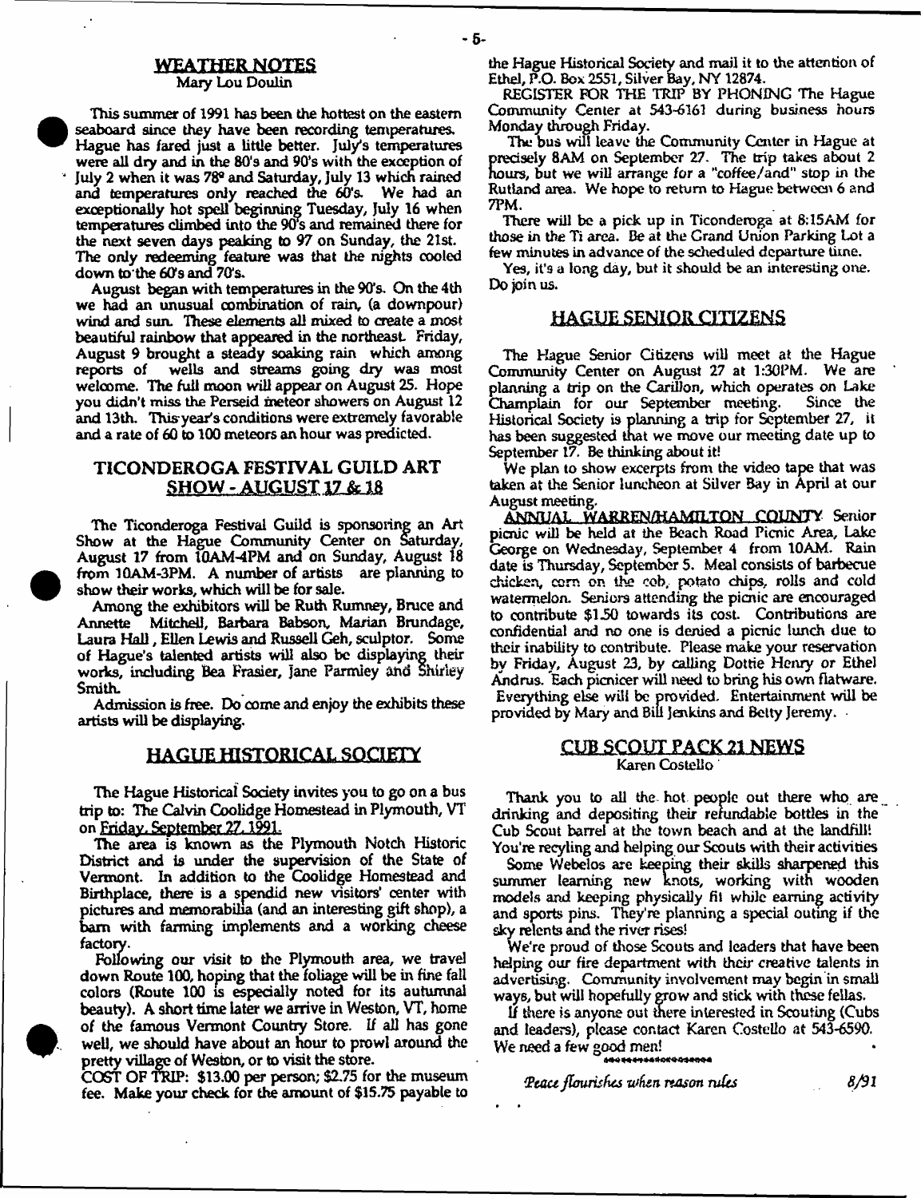## WEATHER NOTES

Mary Lou Doulin

This summer of 1991 has been the hottest on the eastern seaboard since they have been recording temperatures. Hague has fared just a little better. July's temperatures were all dry and in the 80's and 90's with the exception of July 2 when it was 78° and Saturday, July 13 which rained and temperatures only reached the 60's. We had an exceptionally hot spell beginning Tuesday, July 16 when temperatures climbed into the 90's and remained there for the next seven days peaking to 97 on Sunday, the 21st. The only redeeming feature was that the nights cooled down to the 60's and 70's.

August began with temperatures in the 90's. On the 4th we had an unusual combination of rain, (a downpour) wind and sun. These elements all mixed to create a most beautiful rainbow that appeared in the northeast. Friday, August 9 brought a steady soaking rain which among reports of wells and streams going dry was most welcome. The full moon will appear on August 25. Hope you didn't miss the Perseid meteor showers on August 12 and 13th. This year's conditions were extremely favorable and a rate of 60 to 100 meteors an hour was predicted.

## TICONDEROGA FESTIVAL GUILD ART SHOW - AUGUST 17 & 18

The Ticonderoga Festival Guild is sponsoring an Art Show at the Hague Community Center on Saturday, August 17 from 10AM-4PM and on Sunday, August 18 from 10AM-3PM. A number of artists are planning to show their works, which will be for sale.

Among the exhibitors will be Ruth Rumney, Bruce and Annette Mitchell, Barbara Babson, Marian Brundage, Laura Hall, Ellen Lewis and Russell Geh, sculptor. Some of Hague's talented artists will also be displaying their works, including Bea Frasier, Jane Parmley and Shirley Smith.

Admission is free. Do come and enjoy the exhibits these artists will be displaying.

## HAGUE HISTORICAL SOCIETY

The Hague Historical Society invites you to go on a bus trip to: The Calvin Coolidge Homestead in Plymouth, VT on Friday, September 27, 1991.

The area is known as the Plymouth Notch Historic District and is under the supervision of the State of Vermont. In addition to the Coolidge Homestead and Birthplace, there is a spendid new visitors' center with pictures and memorabilia (and an interesting gift shop), a barn with farming implements and a working cheese factory.

Following our visit to the Plymouth area, we travel down Route 100, hoping that the foliage will be in fine fall colors (Route 100 is especially noted for its autumnal beauty). A short time later we arrive in Weston, VT, home of the famous Vermont Country Store. If all has gone well, we should have about an hour to prowl around the pretty village of Weston, or to visit the store.

COST OF TRIP: $13.00 per person; $2.75 for the museum fee. Make your check for the amount of $15.75 payable to the Hague Historical Society and mail it to the attention of Ethel, P.O. Box 2551, Silver Bay, NY 12874.

REGISTER FOR THE TRIP BY PHONING The Hague Community Center at 543-6161 during business hours Monday through Friday.

The bus will leave the Community Center in Hague at precisely 8AM on September 27. The trip takes about 2 hours, but we will arrange for a "coffee/and" stop in the Rutland area. We hope to return to Hague between 6 and 7PM.

There will be a pick up in Ticonderoga at 8:15AM for those in the Ti area. Be at the Grand Union Parking Lot a few minutes in advance of the scheduled departure time.

Yes, it's a long day, but it should be an interesting one. Do join us.

## HAGUE SENIOR CITIZENS

The Hague Senior Citizens will meet at the Hague Community Center on August 27 at 1:30PM. We are planning a trip on the Carillon, which operates on Lake Champlain for our September meeting. Since the Historical Society is planning a trip for September 27, it has been suggested that we move our meeting date up to September 17. Be thinking about it!

We plan to show excerpts from the video tape that was taken at the Senior luncheon at Silver Bay in April at our August meeting.

ANNUAL WARREN/HAMILTON COUNTY Senior picnic will be held at the Beach Road Picnic Area, Lake George on Wednesday, September 4 from 10AM. Rain date is Thursday, September 5. Meal consists of barbecue chicken, corn on the cob, potato chips, rolls and cold watermelon. Seniors attending the picnic are encouraged to contribute $1.50 towards its cost. Contributions are confidential and no one is denied a picnic lunch due to their inability to contribute. Please make your reservation by Friday, August 23, by calling Dottie Henry or Ethel Andrus. Each picnicer will need to bring his own flatware. Everything else will be provided. Entertainment will be provided by Mary and Bill Jenkins and Betty Jeremy.

## CUB SCOUT PACK 21 NEWS

Karen Costello

Thank you to all the hot people out there who are drinking and depositing their refundable bottles in the Cub Scout barrel at the town beach and at the landfill! You're recyling and helping our Scouts with their activities

Some Webelos are keeping their skills sharpened this summer learning new knots, working with wooden models and keeping physically fit while earning activity and sports pins. They're planning a special outing if the sky relents and the river rises!

We're proud of those Scouts and leaders that have been helping our fire department with their creative talents in advertising. Community involvement may begin in small ways, but will hopefully grow and stick with these fellas.

If there is anyone out there interested in Scouting (Cubs and leaders), please contact Karen Costello at 543-6590. We need a few good men!

*Peace flourishes when reason rules* 8/91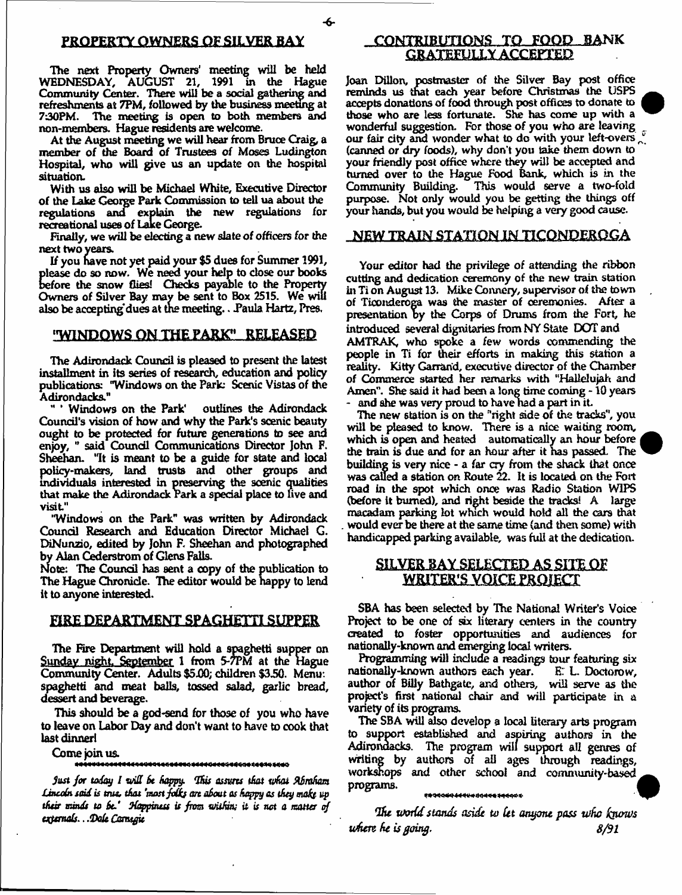## PROPERTY OWNERS OF SILVER BAY

The next Property Owners' meeting will be held WEDNESDAY, AUGUST 21, 1991 in the Hague Community Center. There will be a social gathering and refreshments at 7PM, followed by the business meeting at 7:30PM. The meeting is open to both members and non-members. Hague residents are welcome.

At the August meeting we will hear from Bruce Craig, a member of the Board of Trustees of Moses Ludington Hospital, who will give us an update on the hospital situation.

With us also will be Michael White, Executive Director of the Lake George Park Commission to tell ua about the regulations and explain the new regulations for recreational uses of Lake George.

Finally, we will be electing a new slate of officers for the next two years.

If you have not yet paid your $5 dues for Summer 1991, please do so now. We need your help to close our books before the snow flies! Checks payable to the Property Owners of Silver Bay may be sent to Box 2515. We will also be accepting dues at the meeting.. .Paula Hartz, Pres.

## "WINDOWS ON THE PARK" RELEASED

The Adirondack Council is pleased to present the latest installment in its series of research, education and policy publications: "Windows on the Park: Scenic Vistas of the Adirondacks."

" ' Windows on the Park' outlines the Adirondack Council's vision of how and why the Park's scenic beauty ought to be protected for future generations to see and enjoy, " said Council Communications Director John F. Sheehan. "It is meant to be a guide for state and local policy-makers, land trusts and other groups and individuals interested in preserving the scenic qualities that make the Adirondack Park a special place to live and visit."

"Windows on the Park" was written by Adirondack Council Research and Education Director Michael G. DiNunzio, edited by John F. Sheehan and photographed by Alan Cederstrom of Glens Falls.

Note: The Council has sent a copy of the publication to The Hague Chronicle. The editor would be happy to lend it to anyone interested.

## FIRE DEPARTMENT SPAGHETTI SUPPER

The Fire Department will hold a spaghetti supper on Sunday night, September 1 from 5-7PM at the Hague Community Center. Adults $5.00; children $3.50. Menu: spaghetti and meat balls, tossed salad, garlic bread, dessert and beverage.

This should be a god-send for those of you who have to leave on Labor Day and don't want to have to cook that last dinner!

Come join us.

*Just for today I will be happy. This assures that what Abraham Lincoln said is true, that 'most folks are about as happy as they make up their minds to be.' Happiness is from within; it is not a matter of externals...Dale Carnegie*

## CONTRIBUTIONS TO FOOD BANK GRATEFULLY ACCEPTED

Joan Dillon, postmaster of the Silver Bay post office reminds us that each year before Christmas the USPS accepts donations of food through post offices to donate to those who are less fortunate. She has come up with a wonderful suggestion. For those of you who are leaving our fair city and wonder what to do with your left-overs (canned or dry foods), why don't you take them down to your friendly post office where they will be accepted and turned over to the Hague Food Bank, which is in the Community Building. This would serve a two-fold purpose. Not only would you be getting the things off your hands, but you would be helping a very good cause.

## NEW TRAIN STATION IN TICONDEROGA

Your editor had the privilege of attending the ribbon cutting and dedication ceremony of the new train station in Ti on August 13. Mike Connery, supervisor of the town of Ticonderoga was the master of ceremonies. After a presentation by the Corps of Drums from the Fort, he introduced several dignitaries from NY State DOT and AMTRAK, who spoke a few words commending the people in Ti for their efforts in making this station a reality. Kitty Garrand, executive director of the Chamber of Commerce started her remarks with "Hallelujah and Amen". She said it had been a long time coming - 10 years - and she was very proud to have had a part in it.

The new station is on the "right side of the tracks", you will be pleased to know. There is a nice waiting room, which is open and heated automatically an hour before the train is due and for an hour after it has passed. The building is very nice - a far cry from the shack that once was called a station on Route 22. It is located on the Fort road in the spot which once was Radio Station WIPS (before it burned), and right beside the tracks! A large macadam parking lot which would hold all the cars that would ever be there at the same time (and then some) with handicapped parking available, was full at the dedication.

## SILVER BAY SELECTED AS SITE OF WRITER'S VOICE PROJECT

SBA has been selected by The National Writer's Voice Project to be one of six literary centers in the country created to foster opportunities and audiences for nationally-known and emerging local writers.

Programming will include a readings tour featuring six nationally-known authors each year. E. L. Doctorow, author of Billy Bathgate, and others, will serve as the project's first national chair and will participate in a variety of its programs.

The SBA will also develop a local literary arts program to support established and aspiring authors in the Adirondacks. The program will support all genres of writing by authors of all ages through readings, workshops and other school and community-based programs.

*The world stands aside to let anyone pass who knows where he is going.* 8/91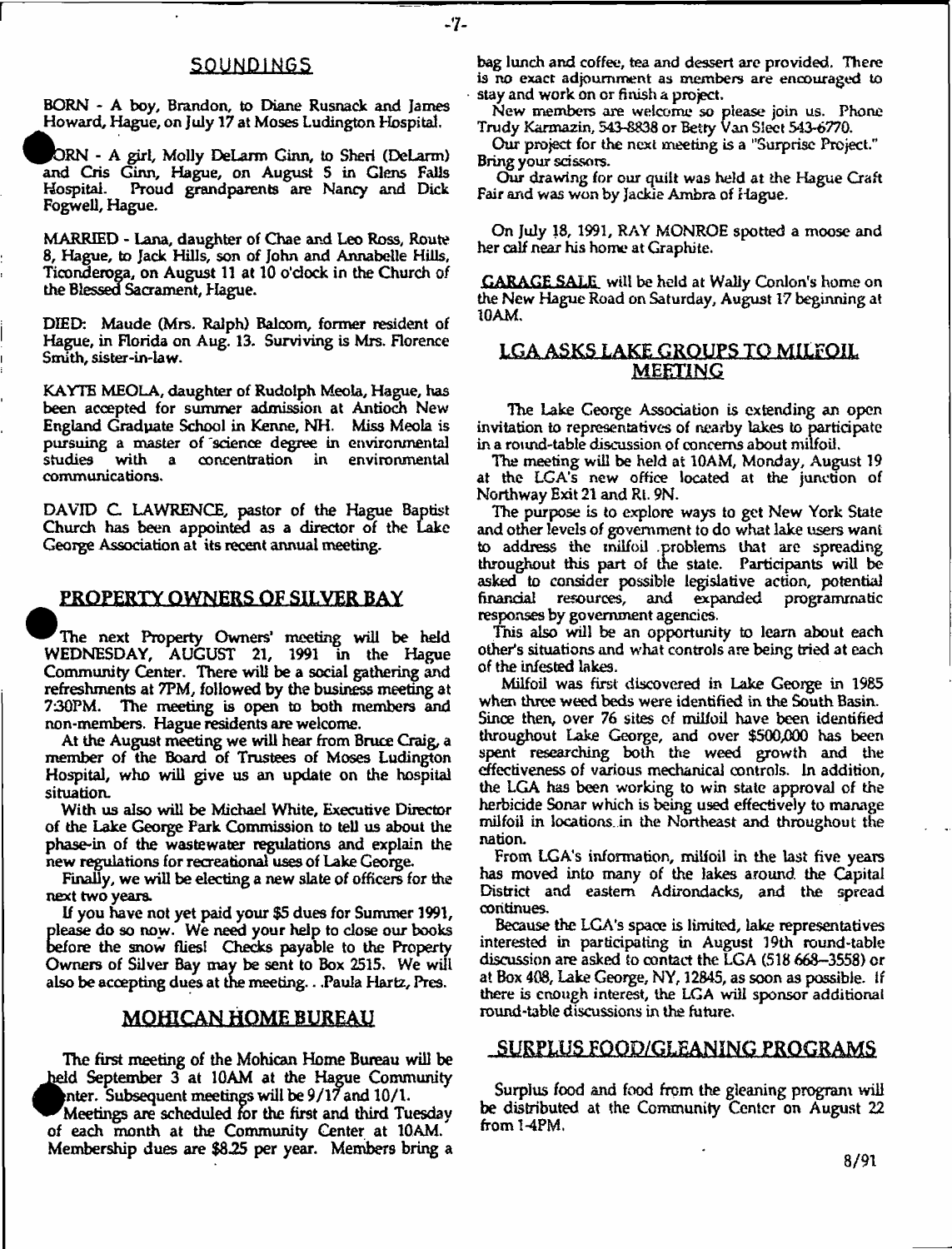## SOUNDINGS

BORN - A boy, Brandon, to Diane Rusnack and James Howard, Hague, on July 17 at Moses Ludington Hospital.

BORN - A girl, Molly DeLarm Ginn, to Sheri (DeLarm) and Cris Ginn, Hague, on August 5 in Glens Falls Hospital. Proud grandparents are Nancy and Dick Fogwell, Hague.

MARRIED - Lana, daughter of Chae and Leo Ross, Route 8, Hague, to Jack Hills, son of John and Annabelle Hills, Ticonderoga, on August 11 at 10 o'clock in the Church of the Blessed Sacrament, Hague.

DIED: Maude (Mrs. Ralph) Balcom, former resident of Hague, in Florida on Aug. 13. Surviving is Mrs. Florence Smith, sister-in-law.

KAYTE MEOLA, daughter of Rudolph Meola, Hague, has been accepted for summer admission at Antioch New England Graduate School in Kenne, NH. Miss Meola is pursuing a master of science degree in environmental studies with a concentration in environmental communications.

DAVID C. LAWRENCE, pastor of the Hague Baptist Church has been appointed as a director of the Lake George Association at its recent annual meeting.

## PROPERTY OWNERS OF SILVER BAY

The next Property Owners' meeting will be held WEDNESDAY, AUGUST 21, 1991 in the Hague Community Center. There will be a social gathering and refreshments at 7PM, followed by the business meeting at 7:30PM. The meeting is open to both members and non-members. Hague residents are welcome.

At the August meeting we will hear from Bruce Craig, a member of the Board of Trustees of Moses Ludington Hospital, who will give us an update on the hospital situation.

With us also will be Michael White, Executive Director of the Lake George Park Commission to tell us about the phase-in of the wastewater regulations and explain the new regulations for recreational uses of Lake George.

Finally, we will be electing a new slate of officers for the next two years.

If you have not yet paid your $5 dues for Summer 1991, please do so now. We need your help to close our books before the snow flies! Checks payable to the Property Owners of Silver Bay may be sent to Box 2515. We will also be accepting dues at the meeting. . .Paula Hartz, Pres.

## MOHICAN HOME BUREAU

The first meeting of the Mohican Home Bureau will be held September 3 at 10AM at the Hague Community Center. Subsequent meetings will be 9/17 and 10/1.

Meetings are scheduled for the first and third Tuesday of each month at the Community Center at 10AM. Membership dues are $8.25 per year. Members bring a bag lunch and coffee, tea and dessert are provided. There is no exact adjournment as members are encouraged to stay and work on or finish a project.

New members are welcome so please join us. Phone Trudy Karmazin, 543-8838 or Betty Van Sleet 543-6770.

Our project for the next meeting is a "Surprise Project." Bring your scissors.

Our drawing for our quilt was held at the Hague Craft Fair and was won by Jackie Ambra of Hague.

On July 18, 1991, RAY MONROE spotted a moose and her calf near his home at Graphite.

GARAGE SALE will be held at Wally Conlon's home on the New Hague Road on Saturday, August 17 beginning at 10AM.

## LGA ASKS LAKE GROUPS TO MILFOIL MEETING

The Lake George Association is extending an open invitation to representatives of nearby lakes to participate in a round-table discussion of concerns about milfoil.

The meeting will be held at 10AM, Monday, August 19 at the LGA's new office located at the junction of Northway Exit 21 and Rt. 9N.

The purpose is to explore ways to get New York State and other levels of government to do what lake users want to address the milfoil problems that are spreading throughout this part of the state. Participants will be asked to consider possible legislative action, potential financial resources, and expanded programmatic responses by government agencies.

This also will be an opportunity to learn about each other's situations and what controls are being tried at each of the infested lakes.

Milfoil was first discovered in Lake George in 1985 when three weed beds were identified in the South Basin. Since then, over 76 sites of milfoil have been identified throughout Lake George, and over $500,000 has been spent researching both the weed growth and the effectiveness of various mechanical controls. In addition, the LGA has been working to win state approval of the herbicide Sonar which is being used effectively to manage milfoil in locations in the Northeast and throughout the nation.

From LGA's information, milfoil in the last five years has moved into many of the lakes around the Capital District and eastern Adirondacks, and the spread continues.

Because the LGA's space is limited, lake representatives interested in participating in August 19th round-table discussion are asked to contact the LGA (518 668-3558) or at Box 408, Lake George, NY, 12845, as soon as possible. If there is enough interest, the LGA will sponsor additional round-table discussions in the future.

## SURPLUS FOOD/GLEANING PROGRAMS

Surplus food and food from the gleaning program will be distributed at the Community Center on August 22 from 1-4PM.

8/91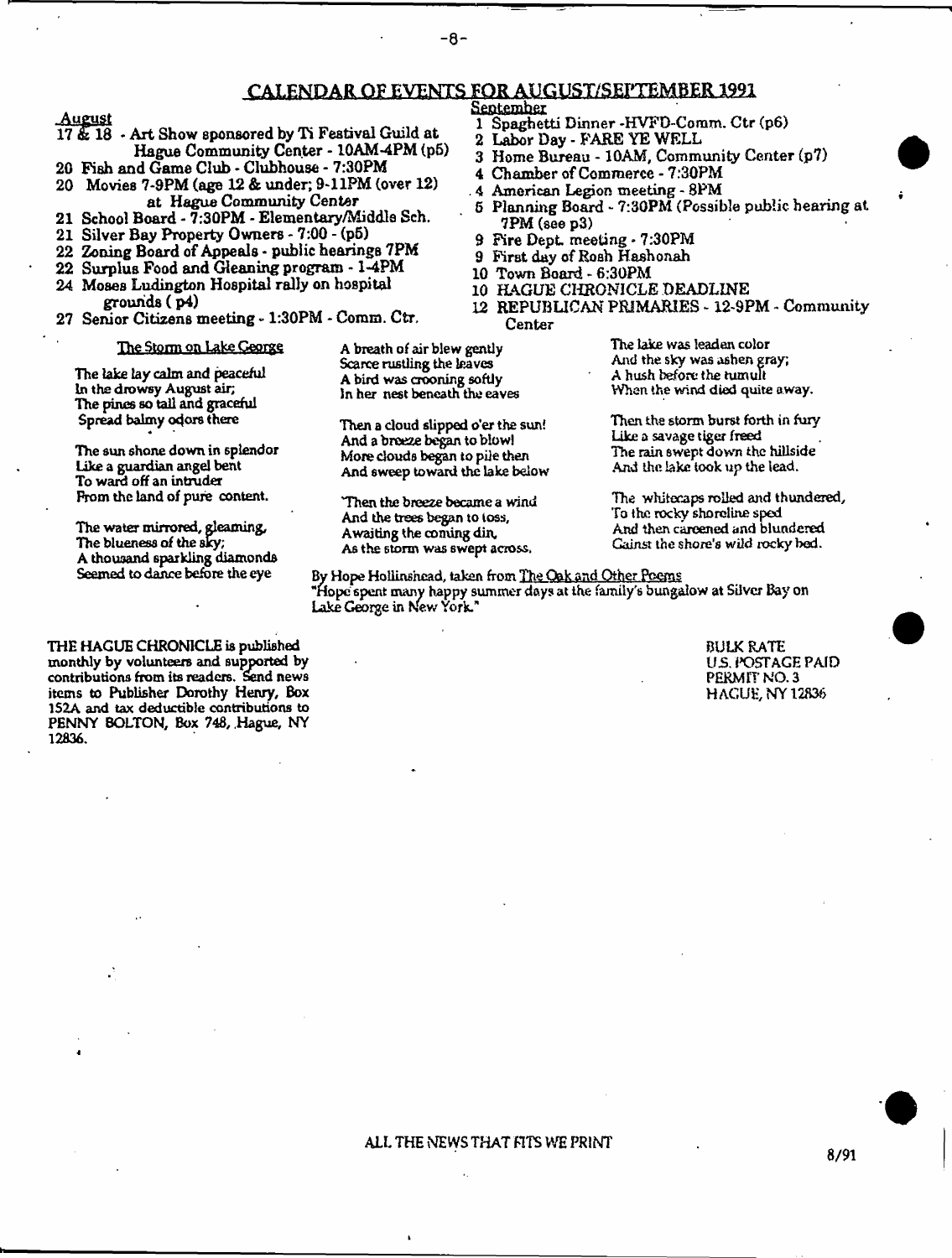## CALENDAR OF EVENTS FOR AUGUST/SEPTEMBER 1991

**August**

- 17 & 18 - Art Show sponsored by Ti Festival Guild at Hague Community Center - 10AM-4PM (p5)
- 20 Fish and Game Club - Clubhouse - 7:30PM
- 20 Movies 7-9PM (age 12 & under; 9-11PM (over 12) at Hague Community Center
- 21 School Board - 7:30PM - Elementary/Middle Sch.
- 21 Silver Bay Property Owners - 7:00 - (p5)
- 22 Zoning Board of Appeals - public hearings 7PM
- 22 Surplus Food and Gleaning program - 1-4PM
- 24 Moses Ludington Hospital rally on hospital grounds ( p4)
- 27 Senior Citizens meeting - 1:30PM - Comm. Ctr.

**September**

- 1 Spaghetti Dinner -HVFD-Comm. Ctr (p6)
- 2 Labor Day - FARE YE WELL
- 3 Home Bureau - 10AM, Community Center (p7)
- 4 Chamber of Commerce - 7:30PM
- 4 American Legion meeting - 8PM
- 5 Planning Board - 7:30PM (Possible public hearing at 7PM (see p3)
- 9 Fire Dept. meeting - 7:30PM
- 9 First day of Rosh Hashonah
- 10 Town Board - 6:30PM
- 10 HAGUE CHRONICLE DEADLINE
- 12 REPUBLICAN PRIMARIES - 12-9PM - Community Center

### The Storm on Lake George

The lake lay calm and peaceful
In the drowsy August air;
The pines so tall and graceful
Spread balmy odors there

The sun shone down in splendor
Like a guardian angel bent
To ward off an intruder
From the land of pure content.

The water mirrored, gleaming,
The blueness of the sky;
A thousand sparkling diamonds
Seemed to dance before the eye

A breath of air blew gently
Scarce rustling the leaves
A bird was crooning softly
In her nest beneath the eaves

Then a cloud slipped o'er the sun!
And a breeze began to blow!
More clouds began to pile then
And sweep toward the lake below

Then the breeze became a wind
And the trees began to toss,
Awaiting the coming din,
As the storm was swept across.

The lake was leaden color
And the sky was ashen gray;
A hush before the tumult
When the wind died quite away.

Then the storm burst forth in fury
Like a savage tiger freed
The rain swept down the hillside
And the lake took up the lead.

The whitecaps rolled and thundered,
To the rocky shoreline sped
And then careened and blundered
Gainst the shore's wild rocky bed.

By Hope Hollinshead, taken from The Oak and Other Poems
"Hope spent many happy summer days at the family's bungalow at Silver Bay on Lake George in New York."

THE HAGUE CHRONICLE is published monthly by volunteers and supported by contributions from its readers. Send news items to Publisher Dorothy Henry, Box 152A and tax deductible contributions to PENNY BOLTON, Box 748, Hague, NY 12836.

BULK RATE
U.S. POSTAGE PAID
PERMIT NO. 3
HAGUE, NY 12836

ALL THE NEWS THAT FITS WE PRINT

8/91